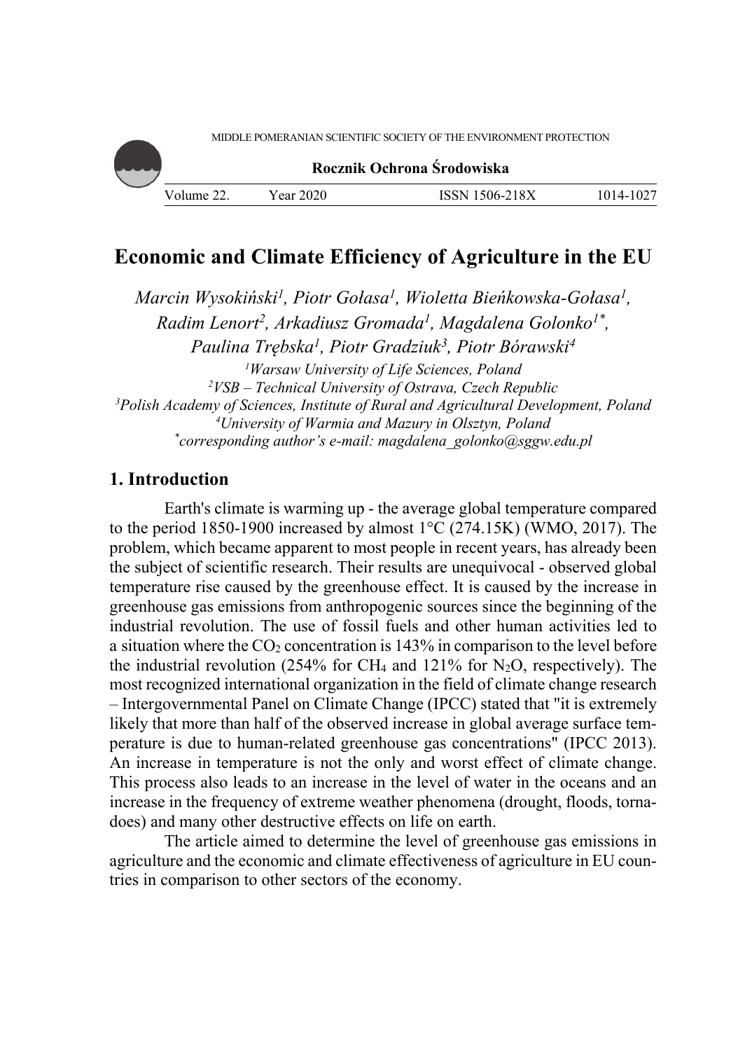# Economic and Climate Efficiency of Agriculture in the EU

*Marcin Wysokiński*[1]*, Piotr Gołasa*[1]*, Wioletta Bieńkowska-Gołasa*[1]*, Radim Lenort*[2]*, Arkadiusz Gromada*[1]*, Magdalena Golonko*[1*]*, Paulina Trębska*[1]*, Piotr Gradziuk*[3]*, Piotr Bórawski*[4]

[1]*Warsaw University of Life Sciences, Poland*
[2]*VSB – Technical University of Ostrava, Czech Republic*
[3]*Polish Academy of Sciences, Institute of Rural and Agricultural Development, Poland*
[4]*University of Warmia and Mazury in Olsztyn, Poland*
[*]*corresponding author's e-mail: magdalena_golonko@sggw.edu.pl*

## 1. Introduction

Earth's climate is warming up - the average global temperature compared to the period 1850-1900 increased by almost 1°C (274.15K) (WMO, 2017). The problem, which became apparent to most people in recent years, has already been the subject of scientific research. Their results are unequivocal - observed global temperature rise caused by the greenhouse effect. It is caused by the increase in greenhouse gas emissions from anthropogenic sources since the beginning of the industrial revolution. The use of fossil fuels and other human activities led to a situation where the $CO_2$ concentration is 143% in comparison to the level before the industrial revolution (254% for $CH_4$ and 121% for $N_2O$, respectively). The most recognized international organization in the field of climate change research – Intergovernmental Panel on Climate Change (IPCC) stated that "it is extremely likely that more than half of the observed increase in global average surface temperature is due to human-related greenhouse gas concentrations" (IPCC 2013). An increase in temperature is not the only and worst effect of climate change. This process also leads to an increase in the level of water in the oceans and an increase in the frequency of extreme weather phenomena (drought, floods, tornadoes) and many other destructive effects on life on earth.

The article aimed to determine the level of greenhouse gas emissions in agriculture and the economic and climate effectiveness of agriculture in EU countries in comparison to other sectors of the economy.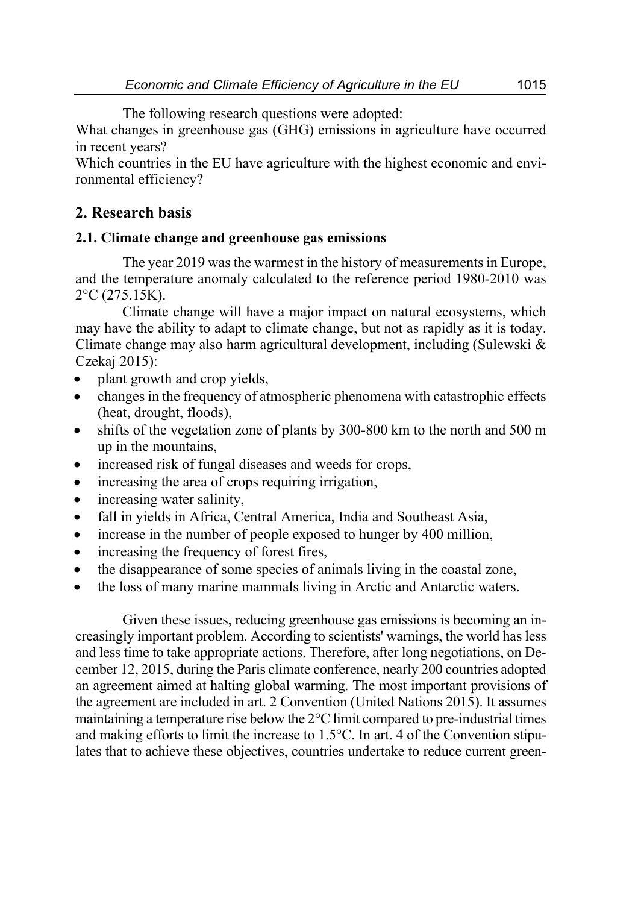The following research questions were adopted:

What changes in greenhouse gas (GHG) emissions in agriculture have occurred in recent years?

Which countries in the EU have agriculture with the highest economic and environmental efficiency?

## 2. Research basis

### 2.1. Climate change and greenhouse gas emissions

The year 2019 was the warmest in the history of measurements in Europe, and the temperature anomaly calculated to the reference period 1980-2010 was 2°C (275.15K).

Climate change will have a major impact on natural ecosystems, which may have the ability to adapt to climate change, but not as rapidly as it is today. Climate change may also harm agricultural development, including (Sulewski & Czekaj 2015):

- plant growth and crop yields,
- changes in the frequency of atmospheric phenomena with catastrophic effects (heat, drought, floods),
- shifts of the vegetation zone of plants by 300-800 km to the north and 500 m up in the mountains,
- increased risk of fungal diseases and weeds for crops,
- increasing the area of crops requiring irrigation,
- increasing water salinity,
- fall in yields in Africa, Central America, India and Southeast Asia,
- increase in the number of people exposed to hunger by 400 million,
- increasing the frequency of forest fires,
- the disappearance of some species of animals living in the coastal zone,
- the loss of many marine mammals living in Arctic and Antarctic waters.

Given these issues, reducing greenhouse gas emissions is becoming an increasingly important problem. According to scientists' warnings, the world has less and less time to take appropriate actions. Therefore, after long negotiations, on December 12, 2015, during the Paris climate conference, nearly 200 countries adopted an agreement aimed at halting global warming. The most important provisions of the agreement are included in art. 2 Convention (United Nations 2015). It assumes maintaining a temperature rise below the 2°C limit compared to pre-industrial times and making efforts to limit the increase to 1.5°C. In art. 4 of the Convention stipulates that to achieve these objectives, countries undertake to reduce current green-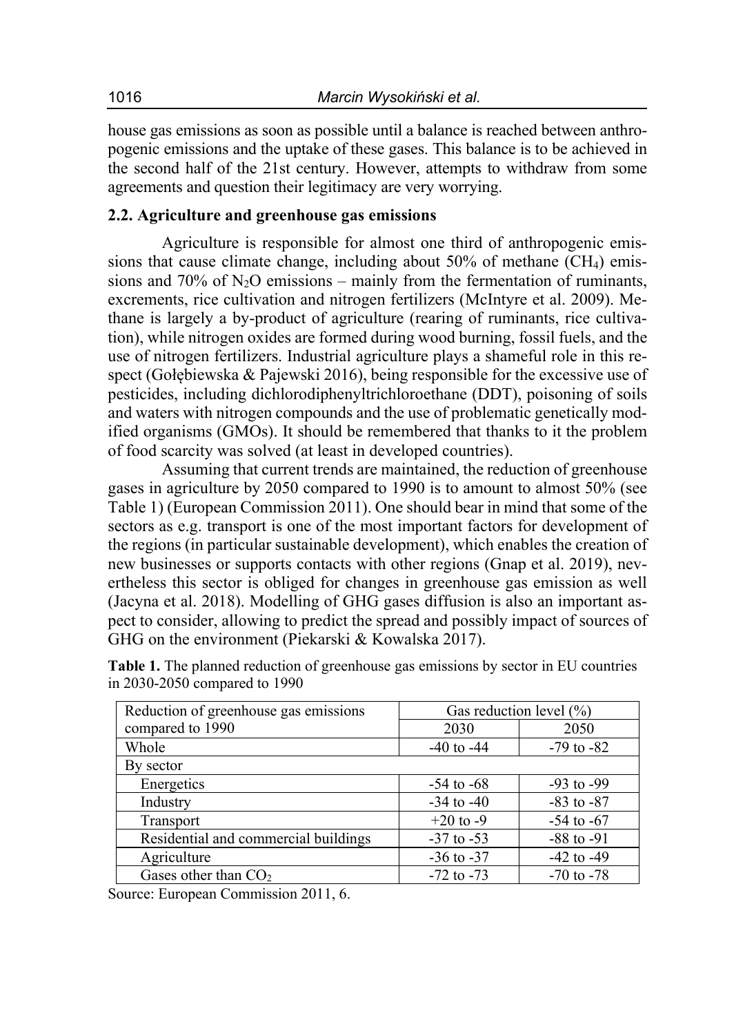house gas emissions as soon as possible until a balance is reached between anthropogenic emissions and the uptake of these gases. This balance is to be achieved in the second half of the 21st century. However, attempts to withdraw from some agreements and question their legitimacy are very worrying.

### 2.2. Agriculture and greenhouse gas emissions

Agriculture is responsible for almost one third of anthropogenic emissions that cause climate change, including about 50% of methane ($CH_4$) emissions and 70% of $N_2O$ emissions – mainly from the fermentation of ruminants, excrements, rice cultivation and nitrogen fertilizers (McIntyre et al. 2009). Methane is largely a by-product of agriculture (rearing of ruminants, rice cultivation), while nitrogen oxides are formed during wood burning, fossil fuels, and the use of nitrogen fertilizers. Industrial agriculture plays a shameful role in this respect (Gołębiewska & Pajewski 2016), being responsible for the excessive use of pesticides, including dichlorodiphenyltrichloroethane (DDT), poisoning of soils and waters with nitrogen compounds and the use of problematic genetically modified organisms (GMOs). It should be remembered that thanks to it the problem of food scarcity was solved (at least in developed countries).

Assuming that current trends are maintained, the reduction of greenhouse gases in agriculture by 2050 compared to 1990 is to amount to almost 50% (see Table 1) (European Commission 2011). One should bear in mind that some of the sectors as e.g. transport is one of the most important factors for development of the regions (in particular sustainable development), which enables the creation of new businesses or supports contacts with other regions (Gnap et al. 2019), nevertheless this sector is obliged for changes in greenhouse gas emission as well (Jacyna et al. 2018). Modelling of GHG gases diffusion is also an important aspect to consider, allowing to predict the spread and possibly impact of sources of GHG on the environment (Piekarski & Kowalska 2017).

**Table 1.** The planned reduction of greenhouse gas emissions by sector in EU countries in 2030-2050 compared to 1990

| Reduction of greenhouse gas emissions compared to 1990 | Gas reduction level (%) | |
|---|---|---|
| | 2030 | 2050 |
| Whole | -40 to -44 | -79 to -82 |
| By sector | | |
| Energetics | -54 to -68 | -93 to -99 |
| Industry | -34 to -40 | -83 to -87 |
| Transport | +20 to -9 | -54 to -67 |
| Residential and commercial buildings | -37 to -53 | -88 to -91 |
| Agriculture | -36 to -37 | -42 to -49 |
| Gases other than $CO_2$ | -72 to -73 | -70 to -78 |

Source: European Commission 2011, 6.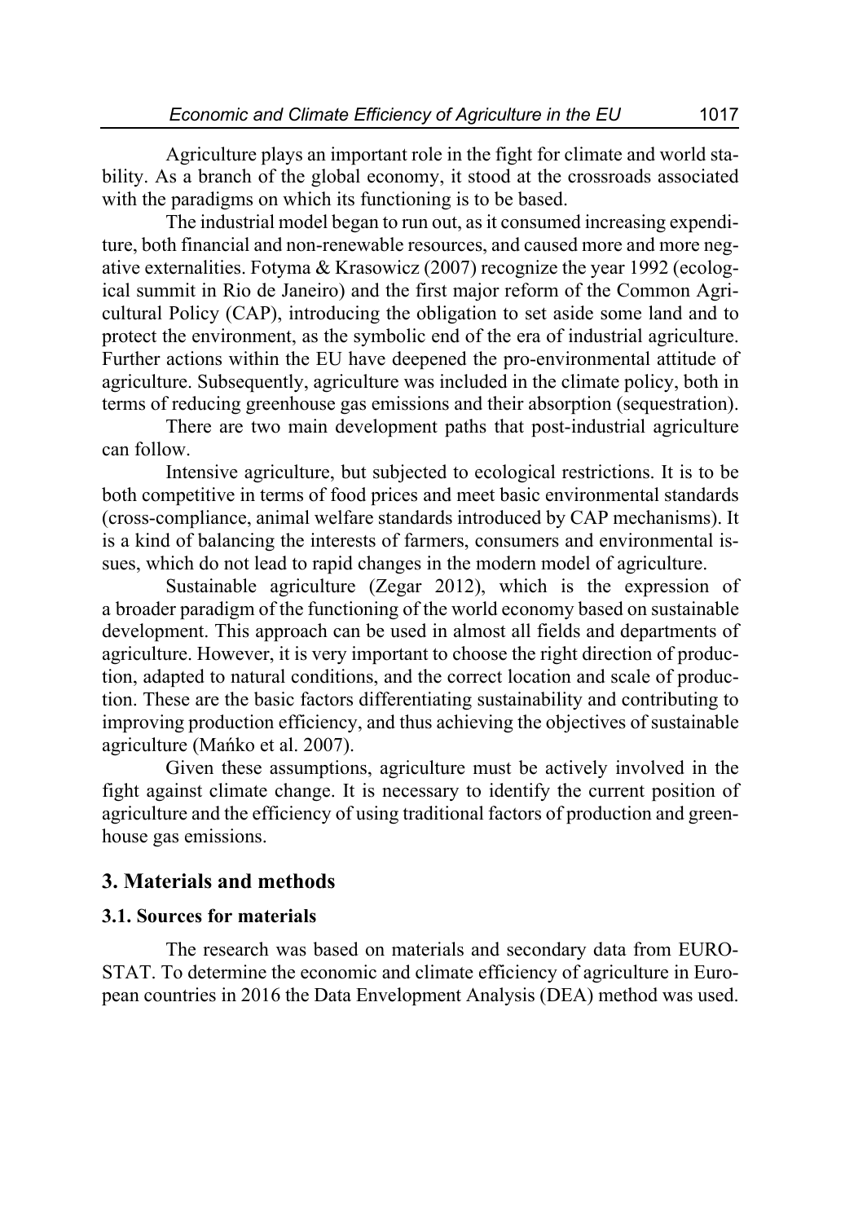Agriculture plays an important role in the fight for climate and world stability. As a branch of the global economy, it stood at the crossroads associated with the paradigms on which its functioning is to be based.

The industrial model began to run out, as it consumed increasing expenditure, both financial and non-renewable resources, and caused more and more negative externalities. Fotyma & Krasowicz (2007) recognize the year 1992 (ecological summit in Rio de Janeiro) and the first major reform of the Common Agricultural Policy (CAP), introducing the obligation to set aside some land and to protect the environment, as the symbolic end of the era of industrial agriculture. Further actions within the EU have deepened the pro-environmental attitude of agriculture. Subsequently, agriculture was included in the climate policy, both in terms of reducing greenhouse gas emissions and their absorption (sequestration).

There are two main development paths that post-industrial agriculture can follow.

Intensive agriculture, but subjected to ecological restrictions. It is to be both competitive in terms of food prices and meet basic environmental standards (cross-compliance, animal welfare standards introduced by CAP mechanisms). It is a kind of balancing the interests of farmers, consumers and environmental issues, which do not lead to rapid changes in the modern model of agriculture.

Sustainable agriculture (Zegar 2012), which is the expression of a broader paradigm of the functioning of the world economy based on sustainable development. This approach can be used in almost all fields and departments of agriculture. However, it is very important to choose the right direction of production, adapted to natural conditions, and the correct location and scale of production. These are the basic factors differentiating sustainability and contributing to improving production efficiency, and thus achieving the objectives of sustainable agriculture (Mańko et al. 2007).

Given these assumptions, agriculture must be actively involved in the fight against climate change. It is necessary to identify the current position of agriculture and the efficiency of using traditional factors of production and greenhouse gas emissions.

## 3. Materials and methods

### 3.1. Sources for materials

The research was based on materials and secondary data from EUROSTAT. To determine the economic and climate efficiency of agriculture in European countries in 2016 the Data Envelopment Analysis (DEA) method was used.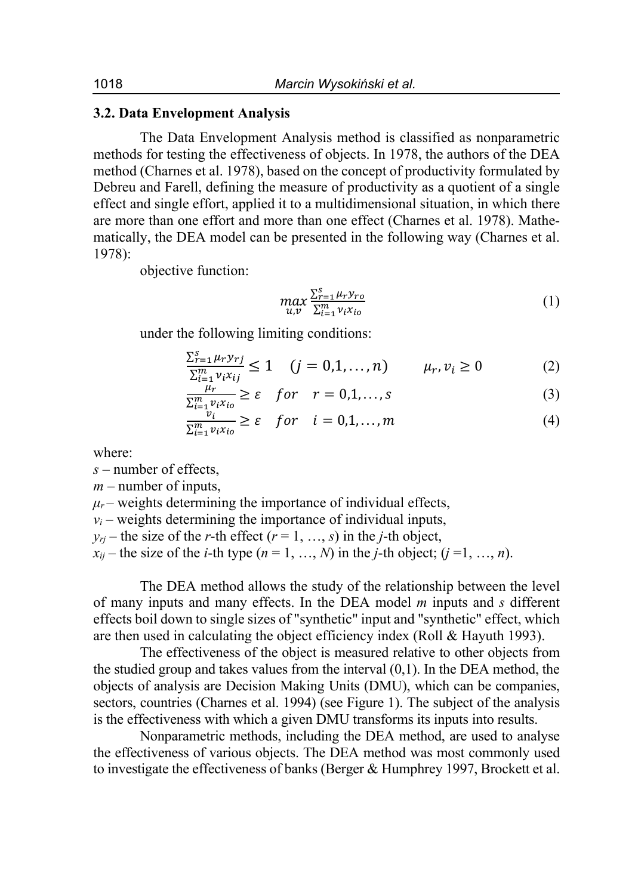### 3.2. Data Envelopment Analysis

The Data Envelopment Analysis method is classified as nonparametric methods for testing the effectiveness of objects. In 1978, the authors of the DEA method (Charnes et al. 1978), based on the concept of productivity formulated by Debreu and Farell, defining the measure of productivity as a quotient of a single effect and single effort, applied it to a multidimensional situation, in which there are more than one effort and more than one effect (Charnes et al. 1978). Mathematically, the DEA model can be presented in the following way (Charnes et al. 1978):

objective function:

$$\max_{u,v} \frac{\sum_{r=1}^{s} \mu_r y_{ro}}{\sum_{i=1}^{m} v_i x_{io}} \tag{1}$$

under the following limiting conditions:

$$\frac{\sum_{r=1}^{s} \mu_r y_{rj}}{\sum_{i=1}^{m} v_i x_{ij}} \leq 1 \quad (j = 0,1,\ldots,n) \qquad \mu_r, v_i \geq 0 \tag{2}$$

$$\frac{\mu_r}{\sum_{i=1}^{m} v_i x_{io}} \geq \varepsilon \quad for \quad r = 0,1,\ldots,s \tag{3}$$

$$\frac{v_i}{\sum_{i=1}^{m} v_i x_{io}} \geq \varepsilon \quad for \quad i = 0,1,\ldots,m \tag{4}$$

where:

$s$ – number of effects,
$m$ – number of inputs,
$\mu_r$ – weights determining the importance of individual effects,
$v_i$ – weights determining the importance of individual inputs,
$y_{rj}$ – the size of the $r$-th effect ($r = 1, \ldots, s$) in the $j$-th object,
$x_{ij}$ – the size of the $i$-th type ($n = 1, \ldots, N$) in the $j$-th object; ($j = 1, \ldots, n$).

The DEA method allows the study of the relationship between the level of many inputs and many effects. In the DEA model $m$ inputs and $s$ different effects boil down to single sizes of "synthetic" input and "synthetic" effect, which are then used in calculating the object efficiency index (Roll & Hayuth 1993).

The effectiveness of the object is measured relative to other objects from the studied group and takes values from the interval (0,1). In the DEA method, the objects of analysis are Decision Making Units (DMU), which can be companies, sectors, countries (Charnes et al. 1994) (see Figure 1). The subject of the analysis is the effectiveness with which a given DMU transforms its inputs into results.

Nonparametric methods, including the DEA method, are used to analyse the effectiveness of various objects. The DEA method was most commonly used to investigate the effectiveness of banks (Berger & Humphrey 1997, Brockett et al.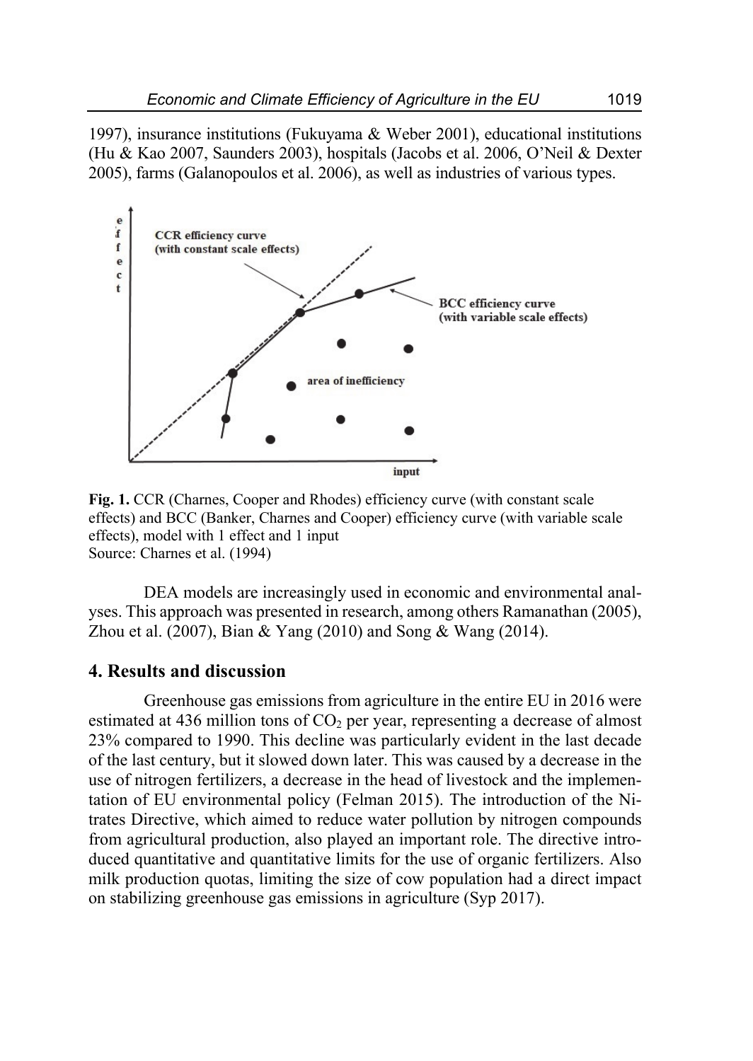1997), insurance institutions (Fukuyama & Weber 2001), educational institutions (Hu & Kao 2007, Saunders 2003), hospitals (Jacobs et al. 2006, O'Neil & Dexter 2005), farms (Galanopoulos et al. 2006), as well as industries of various types.

**Fig. 1.** CCR (Charnes, Cooper and Rhodes) efficiency curve (with constant scale effects) and BCC (Banker, Charnes and Cooper) efficiency curve (with variable scale effects), model with 1 effect and 1 input
Source: Charnes et al. (1994)

DEA models are increasingly used in economic and environmental analyses. This approach was presented in research, among others Ramanathan (2005), Zhou et al. (2007), Bian & Yang (2010) and Song & Wang (2014).

## 4. Results and discussion

Greenhouse gas emissions from agriculture in the entire EU in 2016 were estimated at 436 million tons of $CO_2$ per year, representing a decrease of almost 23% compared to 1990. This decline was particularly evident in the last decade of the last century, but it slowed down later. This was caused by a decrease in the use of nitrogen fertilizers, a decrease in the head of livestock and the implementation of EU environmental policy (Felman 2015). The introduction of the Nitrates Directive, which aimed to reduce water pollution by nitrogen compounds from agricultural production, also played an important role. The directive introduced quantitative and quantitative limits for the use of organic fertilizers. Also milk production quotas, limiting the size of cow population had a direct impact on stabilizing greenhouse gas emissions in agriculture (Syp 2017).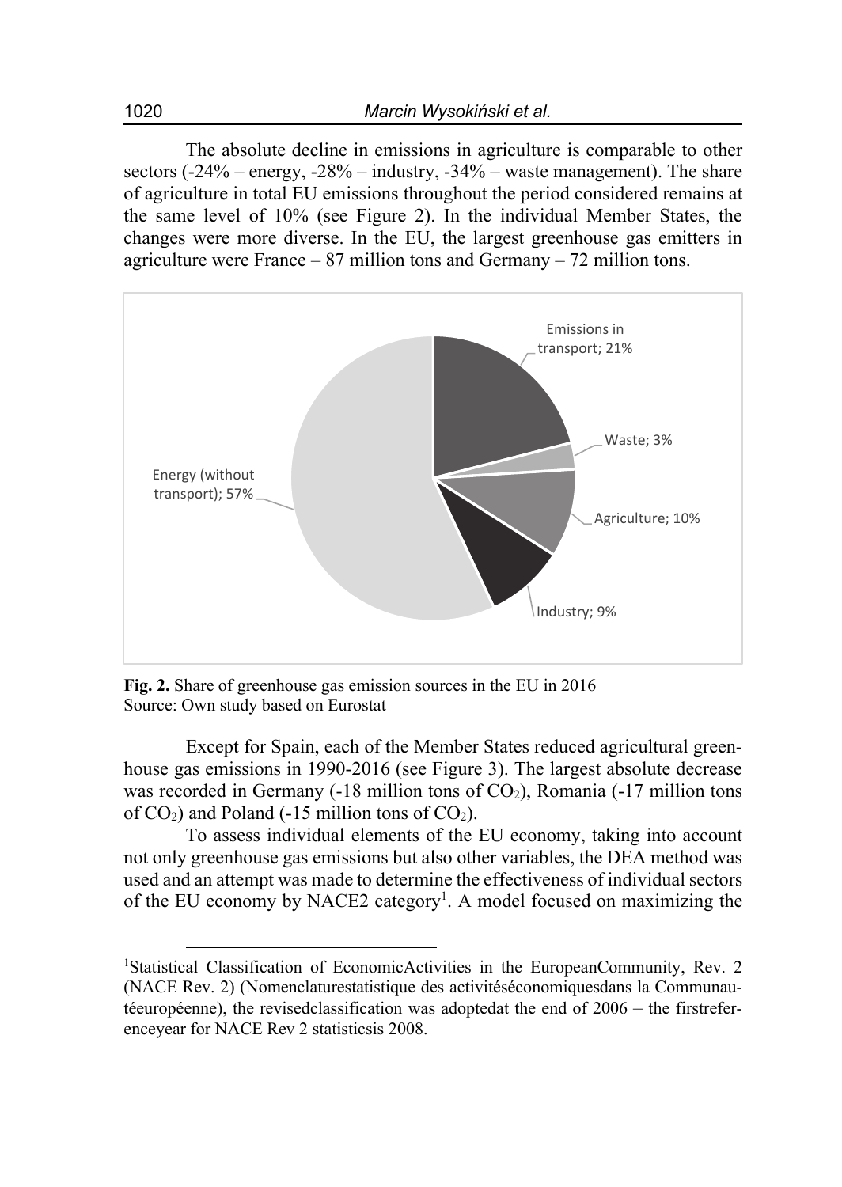The absolute decline in emissions in agriculture is comparable to other sectors (-24% – energy, -28% – industry, -34% – waste management). The share of agriculture in total EU emissions throughout the period considered remains at the same level of 10% (see Figure 2). In the individual Member States, the changes were more diverse. In the EU, the largest greenhouse gas emitters in agriculture were France – 87 million tons and Germany – 72 million tons.

Emissions in transport; 21%

Waste; 3%

Agriculture; 10%

Industry; 9%

Energy (without transport); 57%

**Fig. 2.** Share of greenhouse gas emission sources in the EU in 2016
Source: Own study based on Eurostat

Except for Spain, each of the Member States reduced agricultural greenhouse gas emissions in 1990-2016 (see Figure 3). The largest absolute decrease was recorded in Germany (-18 million tons of $CO_2$), Romania (-17 million tons of $CO_2$) and Poland (-15 million tons of $CO_2$).

To assess individual elements of the EU economy, taking into account not only greenhouse gas emissions but also other variables, the DEA method was used and an attempt was made to determine the effectiveness of individual sectors of the EU economy by NACE2 category[1]. A model focused on maximizing the

[1]Statistical Classification of EconomicActivities in the EuropeanCommunity, Rev. 2 (NACE Rev. 2) (Nomenclaturestatistique des activitéséconomiquesdans la Communautéeuropéenne), the revisedclassification was adoptedat the end of 2006 – the firstreferenceyear for NACE Rev 2 statisticsis 2008.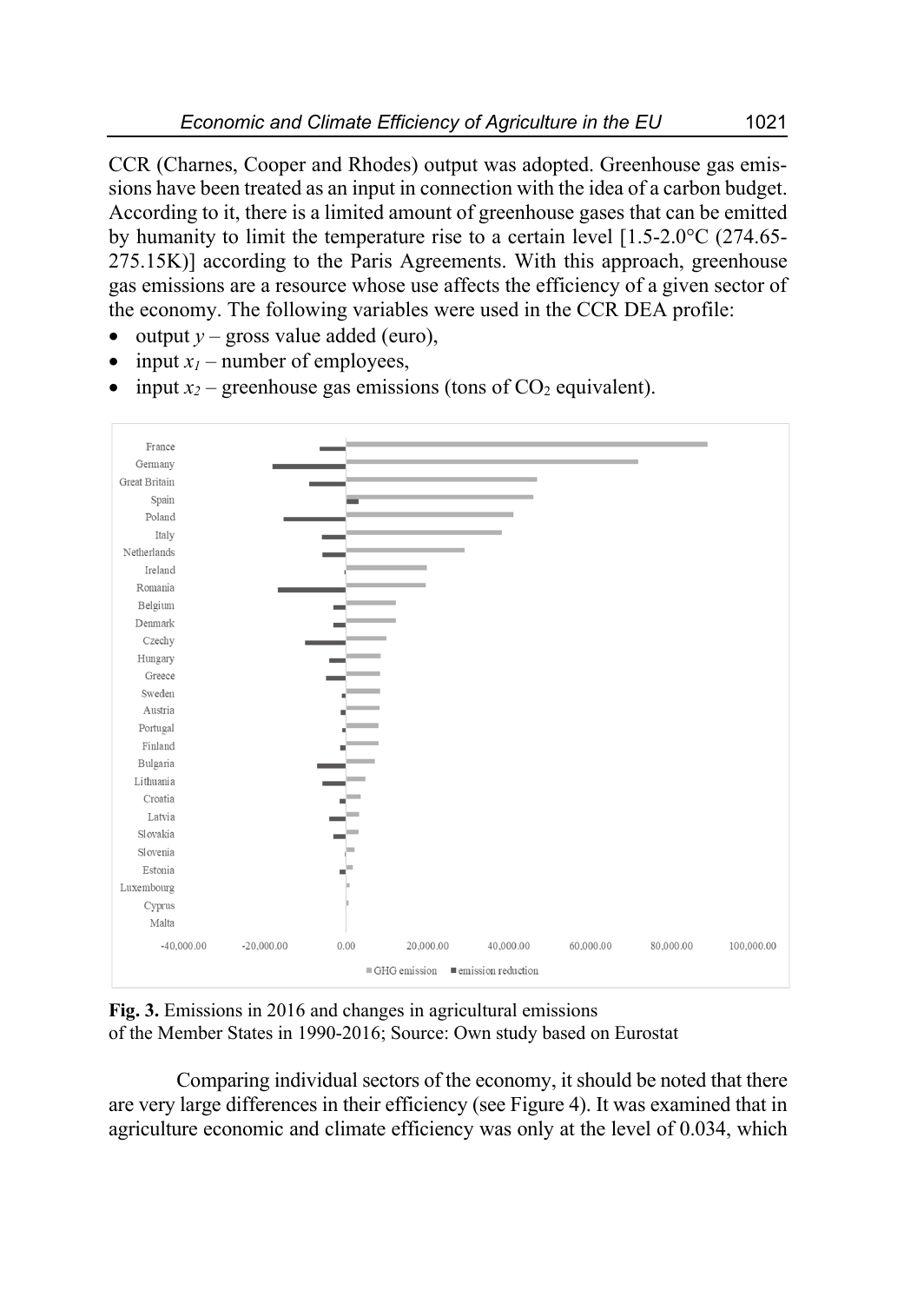CCR (Charnes, Cooper and Rhodes) output was adopted. Greenhouse gas emissions have been treated as an input in connection with the idea of a carbon budget. According to it, there is a limited amount of greenhouse gases that can be emitted by humanity to limit the temperature rise to a certain level [1.5-2.0°C (274.65-275.15K)] according to the Paris Agreements. With this approach, greenhouse gas emissions are a resource whose use affects the efficiency of a given sector of the economy. The following variables were used in the CCR DEA profile:

- output $y$ – gross value added (euro),
- input $x_1$ – number of employees,
- input $x_2$ – greenhouse gas emissions (tons of $CO_2$ equivalent).

**Fig. 3.** Emissions in 2016 and changes in agricultural emissions of the Member States in 1990-2016; Source: Own study based on Eurostat

Comparing individual sectors of the economy, it should be noted that there are very large differences in their efficiency (see Figure 4). It was examined that in agriculture economic and climate efficiency was only at the level of 0.034, which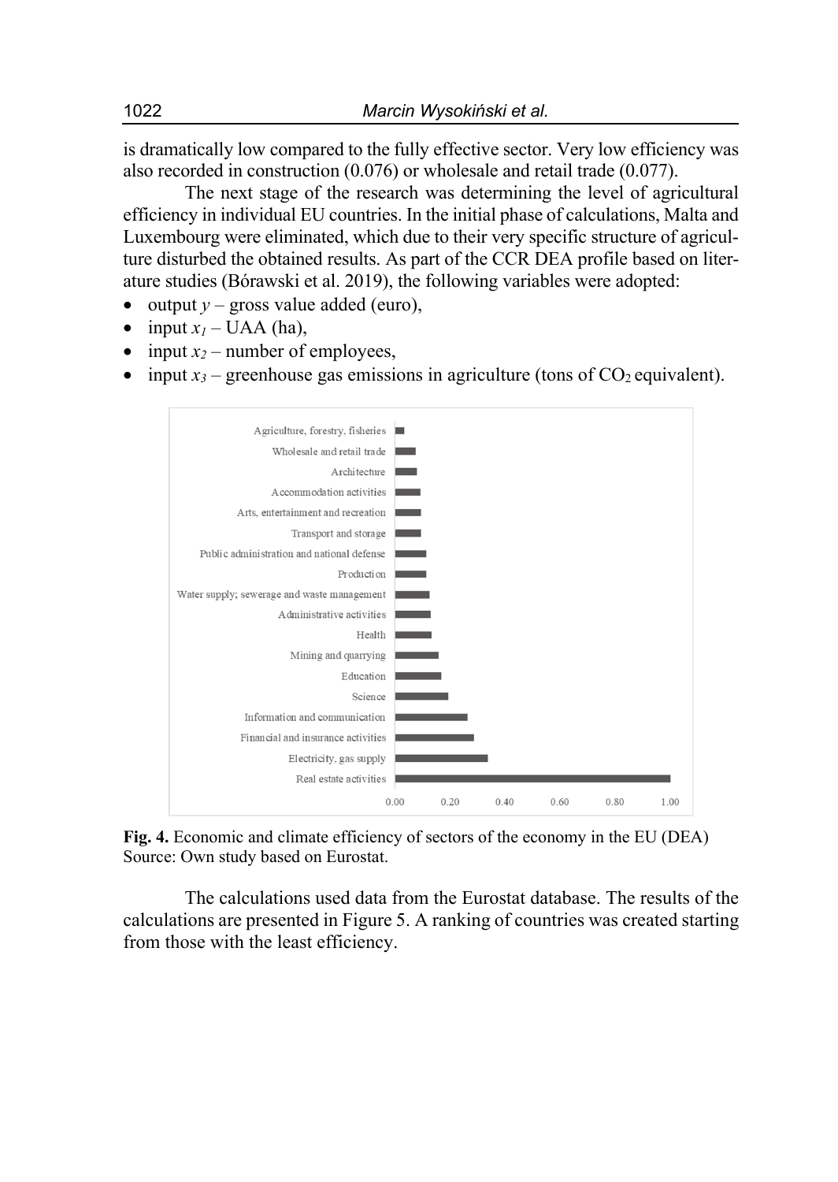is dramatically low compared to the fully effective sector. Very low efficiency was also recorded in construction (0.076) or wholesale and retail trade (0.077).

The next stage of the research was determining the level of agricultural efficiency in individual EU countries. In the initial phase of calculations, Malta and Luxembourg were eliminated, which due to their very specific structure of agriculture disturbed the obtained results. As part of the CCR DEA profile based on literature studies (Bórawski et al. 2019), the following variables were adopted:

- output $y$ – gross value added (euro),
- input $x_1$ – UAA (ha),
- input $x_2$ – number of employees,
- input $x_3$ – greenhouse gas emissions in agriculture (tons of $CO_2$ equivalent).

**Fig. 4.** Economic and climate efficiency of sectors of the economy in the EU (DEA)
Source: Own study based on Eurostat.

The calculations used data from the Eurostat database. The results of the calculations are presented in Figure 5. A ranking of countries was created starting from those with the least efficiency.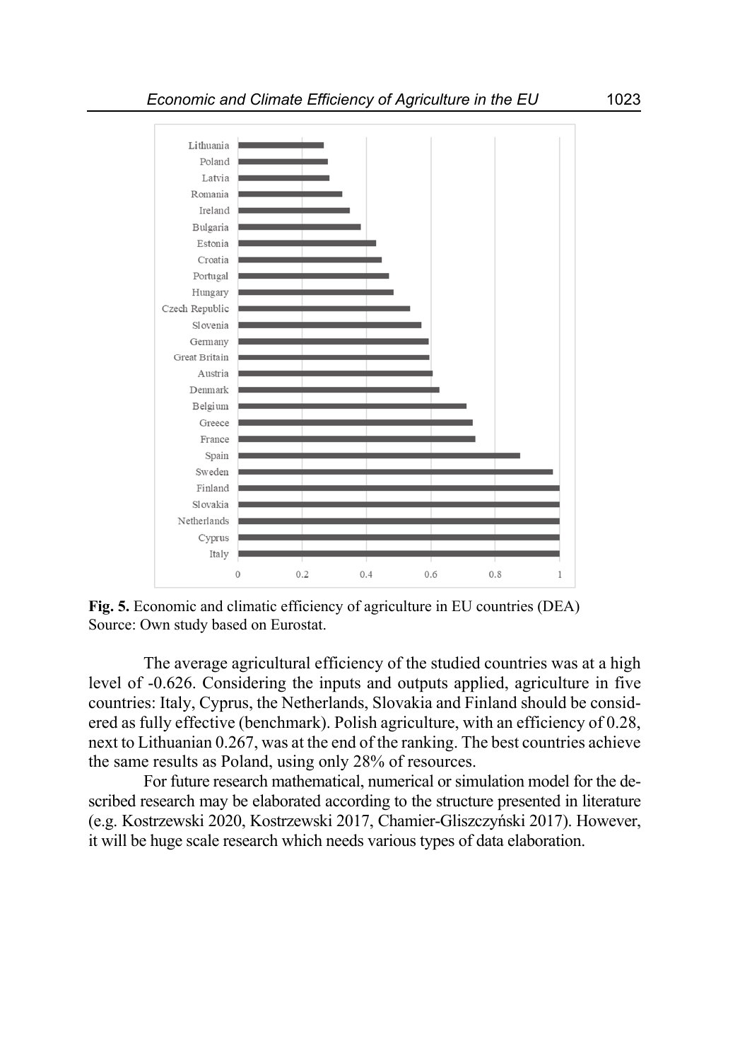**Fig. 5.** Economic and climatic efficiency of agriculture in EU countries (DEA)
Source: Own study based on Eurostat.

The average agricultural efficiency of the studied countries was at a high level of -0.626. Considering the inputs and outputs applied, agriculture in five countries: Italy, Cyprus, the Netherlands, Slovakia and Finland should be considered as fully effective (benchmark). Polish agriculture, with an efficiency of 0.28, next to Lithuanian 0.267, was at the end of the ranking. The best countries achieve the same results as Poland, using only 28% of resources.

For future research mathematical, numerical or simulation model for the described research may be elaborated according to the structure presented in literature (e.g. Kostrzewski 2020, Kostrzewski 2017, Chamier-Gliszczyński 2017). However, it will be huge scale research which needs various types of data elaboration.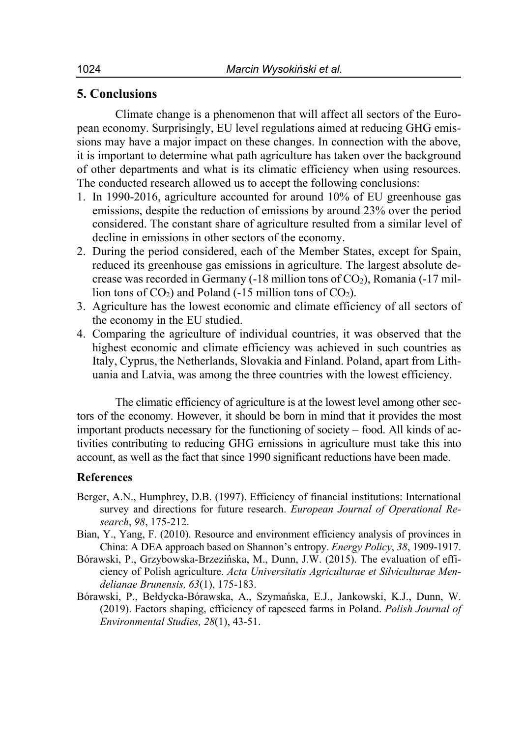## 5. Conclusions

Climate change is a phenomenon that will affect all sectors of the European economy. Surprisingly, EU level regulations aimed at reducing GHG emissions may have a major impact on these changes. In connection with the above, it is important to determine what path agriculture has taken over the background of other departments and what is its climatic efficiency when using resources. The conducted research allowed us to accept the following conclusions:

1. In 1990-2016, agriculture accounted for around 10% of EU greenhouse gas emissions, despite the reduction of emissions by around 23% over the period considered. The constant share of agriculture resulted from a similar level of decline in emissions in other sectors of the economy.
2. During the period considered, each of the Member States, except for Spain, reduced its greenhouse gas emissions in agriculture. The largest absolute decrease was recorded in Germany (-18 million tons of $CO_2$), Romania (-17 million tons of $CO_2$) and Poland (-15 million tons of $CO_2$).
3. Agriculture has the lowest economic and climate efficiency of all sectors of the economy in the EU studied.
4. Comparing the agriculture of individual countries, it was observed that the highest economic and climate efficiency was achieved in such countries as Italy, Cyprus, the Netherlands, Slovakia and Finland. Poland, apart from Lithuania and Latvia, was among the three countries with the lowest efficiency.

The climatic efficiency of agriculture is at the lowest level among other sectors of the economy. However, it should be born in mind that it provides the most important products necessary for the functioning of society – food. All kinds of activities contributing to reducing GHG emissions in agriculture must take this into account, as well as the fact that since 1990 significant reductions have been made.

### References

Berger, A.N., Humphrey, D.B. (1997). Efficiency of financial institutions: International survey and directions for future research. *European Journal of Operational Research*, *98*, 175-212.

Bian, Y., Yang, F. (2010). Resource and environment efficiency analysis of provinces in China: A DEA approach based on Shannon's entropy. *Energy Policy*, *38*, 1909-1917.

Bórawski, P., Grzybowska-Brzezińska, M., Dunn, J.W. (2015). The evaluation of efficiency of Polish agriculture. *Acta Universitatis Agriculturae et Silviculturae Mendelianae Brunensis, 63*(1), 175-183.

Bórawski, P., Bełdycka-Bórawska, A., Szymańska, E.J., Jankowski, K.J., Dunn, W. (2019). Factors shaping, efficiency of rapeseed farms in Poland. *Polish Journal of Environmental Studies, 28*(1), 43-51.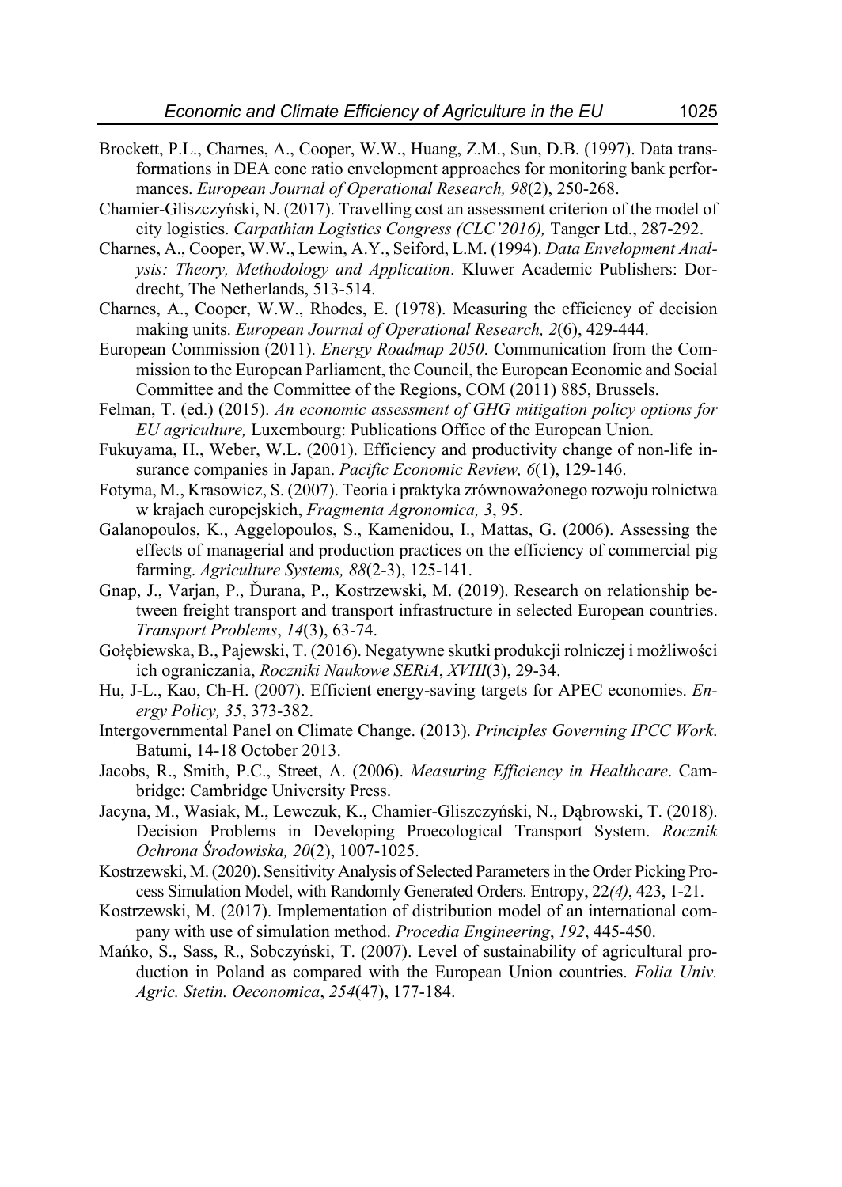Brockett, P.L., Charnes, A., Cooper, W.W., Huang, Z.M., Sun, D.B. (1997). Data transformations in DEA cone ratio envelopment approaches for monitoring bank performances. *European Journal of Operational Research, 98*(2), 250-268.

Chamier-Gliszczyński, N. (2017). Travelling cost an assessment criterion of the model of city logistics. *Carpathian Logistics Congress (CLC'2016),* Tanger Ltd., 287-292.

Charnes, A., Cooper, W.W., Lewin, A.Y., Seiford, L.M. (1994). *Data Envelopment Analysis: Theory, Methodology and Application*. Kluwer Academic Publishers: Dordrecht, The Netherlands, 513-514.

Charnes, A., Cooper, W.W., Rhodes, E. (1978). Measuring the efficiency of decision making units. *European Journal of Operational Research, 2*(6), 429-444.

European Commission (2011). *Energy Roadmap 2050*. Communication from the Commission to the European Parliament, the Council, the European Economic and Social Committee and the Committee of the Regions, COM (2011) 885, Brussels.

Felman, T. (ed.) (2015). *An economic assessment of GHG mitigation policy options for EU agriculture,* Luxembourg: Publications Office of the European Union.

Fukuyama, H., Weber, W.L. (2001). Efficiency and productivity change of non-life insurance companies in Japan. *Pacific Economic Review, 6*(1), 129-146.

Fotyma, M., Krasowicz, S. (2007). Teoria i praktyka zrównoważonego rozwoju rolnictwa w krajach europejskich, *Fragmenta Agronomica, 3*, 95.

Galanopoulos, K., Aggelopoulos, S., Kamenidou, I., Mattas, G. (2006). Assessing the effects of managerial and production practices on the efficiency of commercial pig farming. *Agriculture Systems, 88*(2-3), 125-141.

Gnap, J., Varjan, P., Ďurana, P., Kostrzewski, M. (2019). Research on relationship between freight transport and transport infrastructure in selected European countries. *Transport Problems*, *14*(3), 63-74.

Gołębiewska, B., Pajewski, T. (2016). Negatywne skutki produkcji rolniczej i możliwości ich ograniczania, *Roczniki Naukowe SERiA*, *XVIII*(3), 29-34.

Hu, J-L., Kao, Ch-H. (2007). Efficient energy-saving targets for APEC economies. *Energy Policy, 35*, 373-382.

Intergovernmental Panel on Climate Change. (2013). *Principles Governing IPCC Work*. Batumi, 14-18 October 2013.

Jacobs, R., Smith, P.C., Street, A. (2006). *Measuring Efficiency in Healthcare*. Cambridge: Cambridge University Press.

Jacyna, M., Wasiak, M., Lewczuk, K., Chamier-Gliszczyński, N., Dąbrowski, T. (2018). Decision Problems in Developing Proecological Transport System. *Rocznik Ochrona Środowiska, 20*(2), 1007-1025.

Kostrzewski, M. (2020). Sensitivity Analysis of Selected Parameters in the Order Picking Process Simulation Model, with Randomly Generated Orders. Entropy, 22*(4)*, 423, 1-21.

Kostrzewski, M. (2017). Implementation of distribution model of an international company with use of simulation method. *Procedia Engineering*, *192*, 445-450.

Mańko, S., Sass, R., Sobczyński, T. (2007). Level of sustainability of agricultural production in Poland as compared with the European Union countries. *Folia Univ. Agric. Stetin. Oeconomica*, *254*(47), 177-184.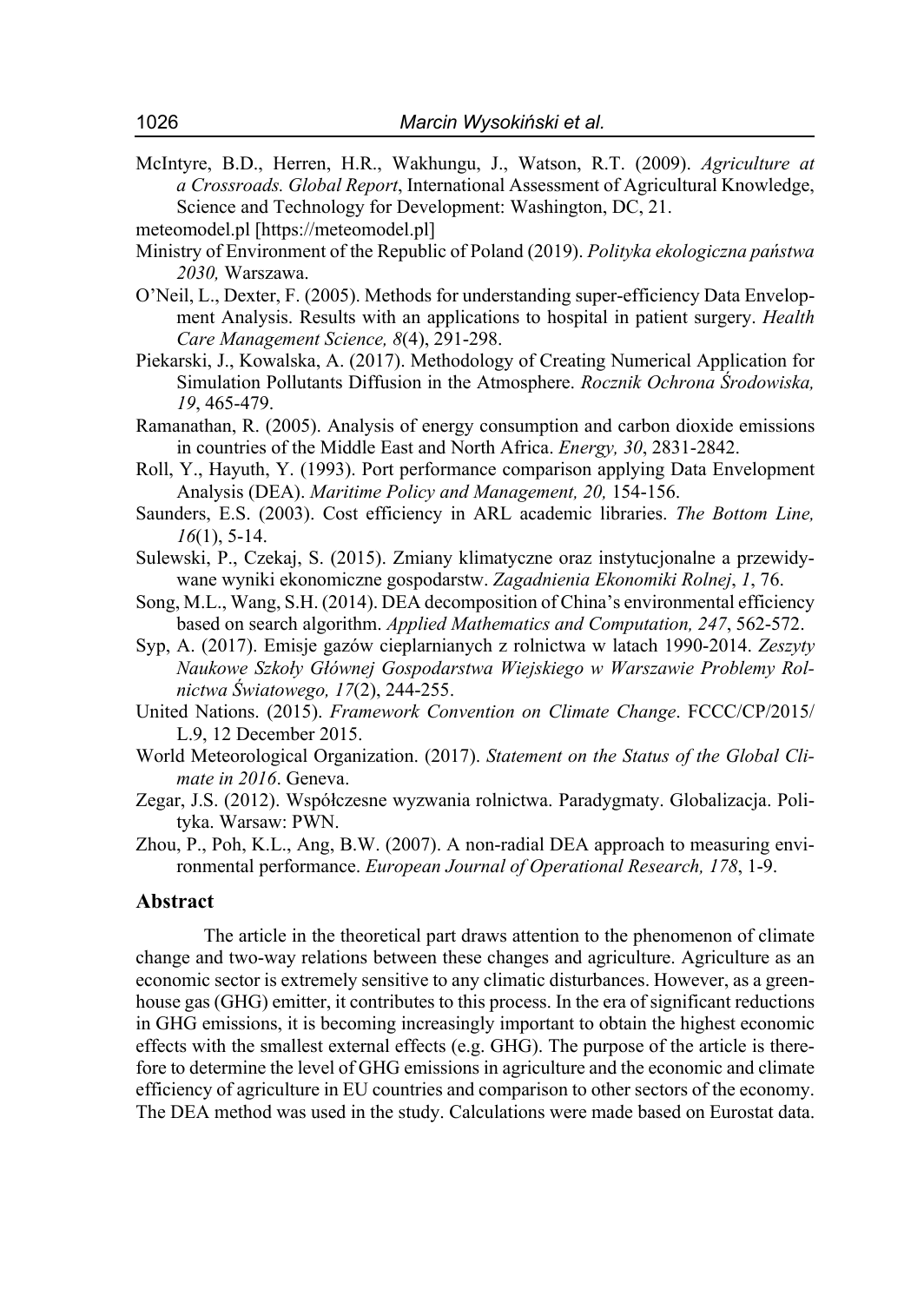McIntyre, B.D., Herren, H.R., Wakhungu, J., Watson, R.T. (2009). *Agriculture at a Crossroads. Global Report*, International Assessment of Agricultural Knowledge, Science and Technology for Development: Washington, DC, 21.

meteomodel.pl [https://meteomodel.pl]

Ministry of Environment of the Republic of Poland (2019). *Polityka ekologiczna państwa 2030,* Warszawa.

O'Neil, L., Dexter, F. (2005). Methods for understanding super-efficiency Data Envelopment Analysis. Results with an applications to hospital in patient surgery. *Health Care Management Science, 8*(4), 291-298.

Piekarski, J., Kowalska, A. (2017). Methodology of Creating Numerical Application for Simulation Pollutants Diffusion in the Atmosphere. *Rocznik Ochrona Środowiska, 19*, 465-479.

Ramanathan, R. (2005). Analysis of energy consumption and carbon dioxide emissions in countries of the Middle East and North Africa. *Energy, 30*, 2831-2842.

Roll, Y., Hayuth, Y. (1993). Port performance comparison applying Data Envelopment Analysis (DEA). *Maritime Policy and Management, 20,* 154-156.

Saunders, E.S. (2003). Cost efficiency in ARL academic libraries. *The Bottom Line, 16*(1), 5-14.

Sulewski, P., Czekaj, S. (2015). Zmiany klimatyczne oraz instytucjonalne a przewidywane wyniki ekonomiczne gospodarstw. *Zagadnienia Ekonomiki Rolnej*, *1*, 76.

Song, M.L., Wang, S.H. (2014). DEA decomposition of China's environmental efficiency based on search algorithm. *Applied Mathematics and Computation, 247*, 562-572.

Syp, A. (2017). Emisje gazów cieplarnianych z rolnictwa w latach 1990-2014. *Zeszyty Naukowe Szkoły Głównej Gospodarstwa Wiejskiego w Warszawie Problemy Rolnictwa Światowego, 17*(2), 244-255.

United Nations. (2015). *Framework Convention on Climate Change*. FCCC/CP/2015/L.9, 12 December 2015.

World Meteorological Organization. (2017). *Statement on the Status of the Global Climate in 2016*. Geneva.

Zegar, J.S. (2012). Współczesne wyzwania rolnictwa. Paradygmaty. Globalizacja. Polityka. Warsaw: PWN.

Zhou, P., Poh, K.L., Ang, B.W. (2007). A non-radial DEA approach to measuring environmental performance. *European Journal of Operational Research, 178*, 1-9.

## Abstract

The article in the theoretical part draws attention to the phenomenon of climate change and two-way relations between these changes and agriculture. Agriculture as an economic sector is extremely sensitive to any climatic disturbances. However, as a greenhouse gas (GHG) emitter, it contributes to this process. In the era of significant reductions in GHG emissions, it is becoming increasingly important to obtain the highest economic effects with the smallest external effects (e.g. GHG). The purpose of the article is therefore to determine the level of GHG emissions in agriculture and the economic and climate efficiency of agriculture in EU countries and comparison to other sectors of the economy. The DEA method was used in the study. Calculations were made based on Eurostat data.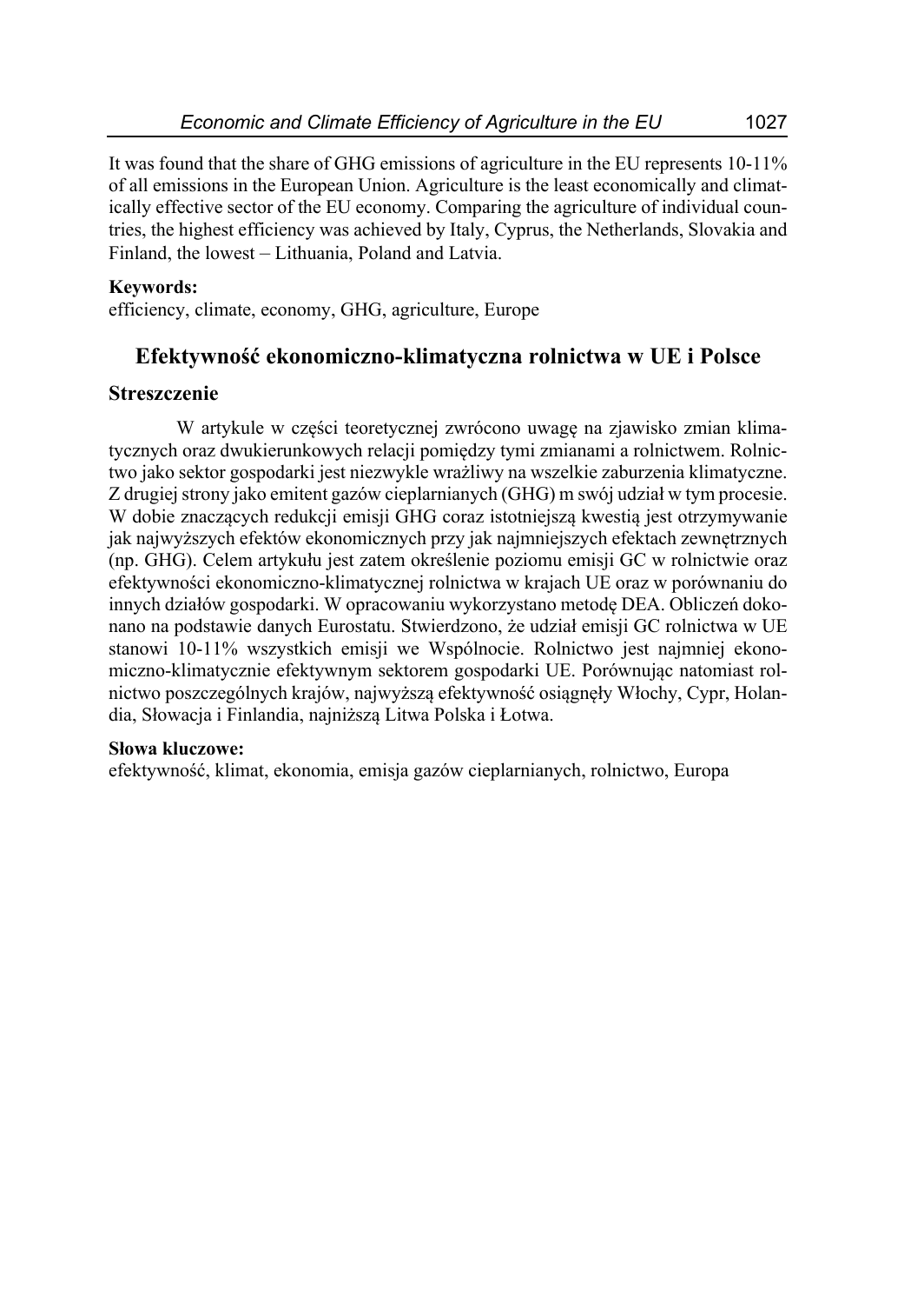It was found that the share of GHG emissions of agriculture in the EU represents 10-11% of all emissions in the European Union. Agriculture is the least economically and climatically effective sector of the EU economy. Comparing the agriculture of individual countries, the highest efficiency was achieved by Italy, Cyprus, the Netherlands, Slovakia and Finland, the lowest – Lithuania, Poland and Latvia.

**Keywords:**
efficiency, climate, economy, GHG, agriculture, Europe

## Efektywność ekonomiczno-klimatyczna rolnictwa w UE i Polsce

### Streszczenie

W artykule w części teoretycznej zwrócono uwagę na zjawisko zmian klimatycznych oraz dwukierunkowych relacji pomiędzy tymi zmianami a rolnictwem. Rolnictwo jako sektor gospodarki jest niezwykle wrażliwy na wszelkie zaburzenia klimatyczne. Z drugiej strony jako emitent gazów cieplarnianych (GHG) m swój udział w tym procesie. W dobie znaczących redukcji emisji GHG coraz istotniejszą kwestią jest otrzymywanie jak najwyższych efektów ekonomicznych przy jak najmniejszych efektach zewnętrznych (np. GHG). Celem artykułu jest zatem określenie poziomu emisji GC w rolnictwie oraz efektywności ekonomiczno-klimatycznej rolnictwa w krajach UE oraz w porównaniu do innych działów gospodarki. W opracowaniu wykorzystano metodę DEA. Obliczeń dokonano na podstawie danych Eurostatu. Stwierdzono, że udział emisji GC rolnictwa w UE stanowi 10-11% wszystkich emisji we Wspólnocie. Rolnictwo jest najmniej ekonomiczno-klimatycznie efektywnym sektorem gospodarki UE. Porównując natomiast rolnictwo poszczególnych krajów, najwyższą efektywność osiągnęły Włochy, Cypr, Holandia, Słowacja i Finlandia, najniższą Litwa Polska i Łotwa.

**Słowa kluczowe:**
efektywność, klimat, ekonomia, emisja gazów cieplarnianych, rolnictwo, Europa